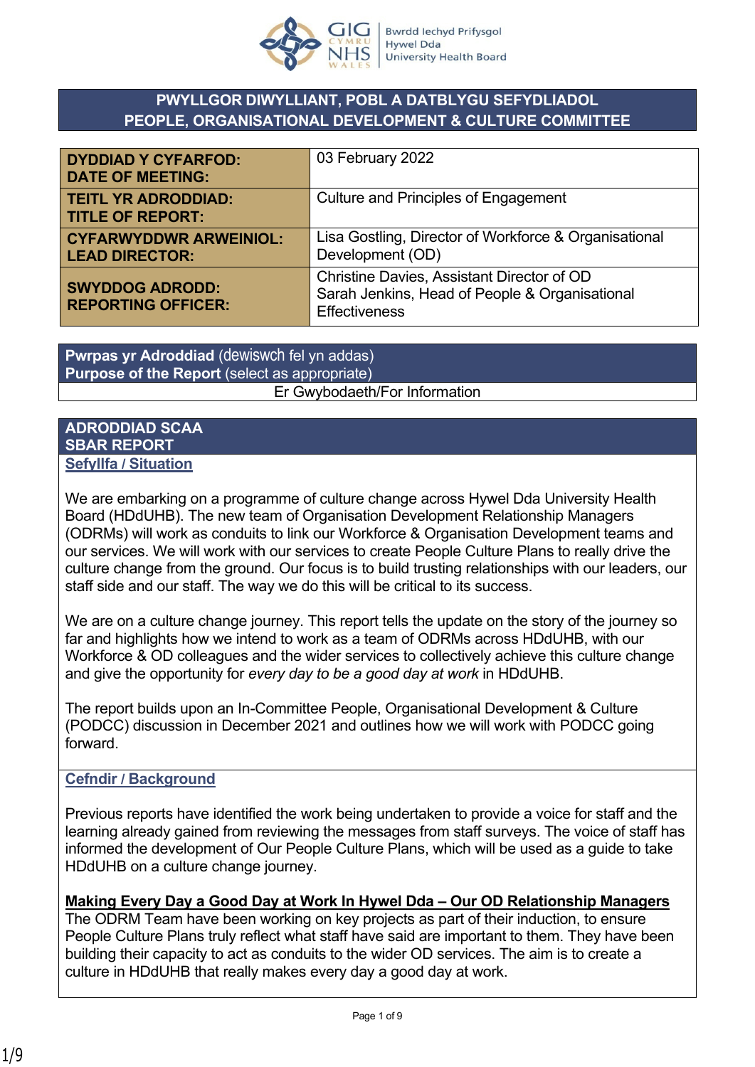Bwrdd Iechyd Prifysgol Hywel Dda University Health Board

# PWYLLGOR DIWYLLIANT, POBL A DATBLYGU SEFYDLIADOL
# PEOPLE, ORGANISATIONAL DEVELOPMENT & CULTURE COMMITTEE

| | |
|---|---|
| **DYDDIAD Y CYFARFOD: DATE OF MEETING:** | 03 February 2022 |
| **TEITL YR ADRODDIAD: TITLE OF REPORT:** | Culture and Principles of Engagement |
| **CYFARWYDDWR ARWEINIOL: LEAD DIRECTOR:** | Lisa Gostling, Director of Workforce & Organisational Development (OD) |
| **SWYDDOG ADRODD: REPORTING OFFICER:** | Christine Davies, Assistant Director of OD<br>Sarah Jenkins, Head of People & Organisational Effectiveness |

| **Pwrpas yr Adroddiad** (dewiswch fel yn addas)<br>**Purpose of the Report** (select as appropriate) |
|---|
| Er Gwybodaeth/For Information |

## ADRODDIAD SCAA
## SBAR REPORT

**Sefyllfa / Situation**

We are embarking on a programme of culture change across Hywel Dda University Health Board (HDdUHB). The new team of Organisation Development Relationship Managers (ODRMs) will work as conduits to link our Workforce & Organisation Development teams and our services. We will work with our services to create People Culture Plans to really drive the culture change from the ground. Our focus is to build trusting relationships with our leaders, our staff side and our staff. The way we do this will be critical to its success.

We are on a culture change journey. This report tells the update on the story of the journey so far and highlights how we intend to work as a team of ODRMs across HDdUHB, with our Workforce & OD colleagues and the wider services to collectively achieve this culture change and give the opportunity for *every day to be a good day at work* in HDdUHB.

The report builds upon an In-Committee People, Organisational Development & Culture (PODCC) discussion in December 2021 and outlines how we will work with PODCC going forward.

**Cefndir / Background**

Previous reports have identified the work being undertaken to provide a voice for staff and the learning already gained from reviewing the messages from staff surveys. The voice of staff has informed the development of Our People Culture Plans, which will be used as a guide to take HDdUHB on a culture change journey.

**Making Every Day a Good Day at Work In Hywel Dda – Our OD Relationship Managers**

The ODRM Team have been working on key projects as part of their induction, to ensure People Culture Plans truly reflect what staff have said are important to them. They have been building their capacity to act as conduits to the wider OD services. The aim is to create a culture in HDdUHB that really makes every day a good day at work.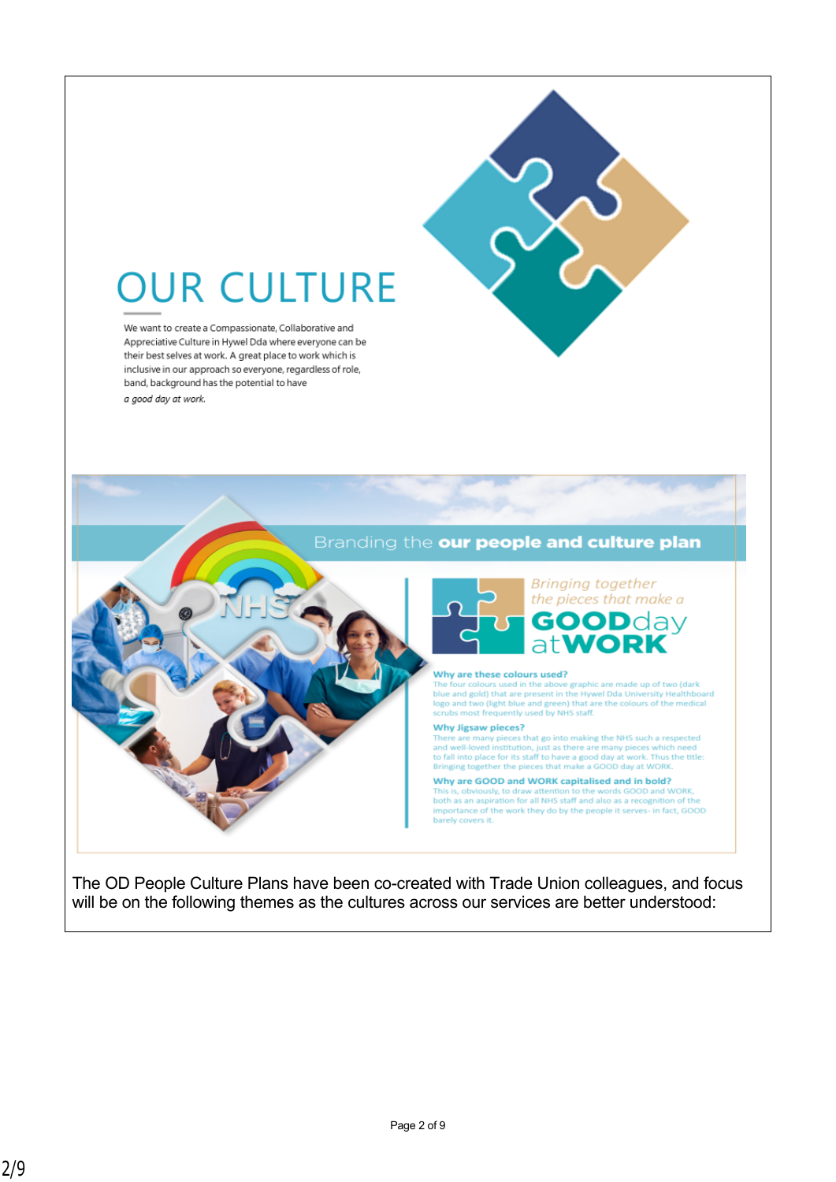# OUR CULTURE

We want to create a Compassionate, Collaborative and Appreciative Culture in Hywel Dda where everyone can be their best selves at work. A great place to work which is inclusive in our approach so everyone, regardless of role, band, background has the potential to have *a good day at work.*

## Branding the **our people and culture plan**

*Bringing together the pieces that make a* **GOOD**day at**WORK**

**Why are these colours used?**
The four colours used in the above graphic are made up of two (dark blue and gold) that are present in the Hywel Dda University Healthboard logo and two (light blue and green) that are the colours of the medical scrubs most frequently used by NHS staff.

**Why Jigsaw pieces?**
There are many pieces that go into making the NHS such a respected and well-loved institution, just as there are many pieces which need to fall into place for its staff to have a good day at work. Thus the title: Bringing together the pieces that make a GOOD day at WORK.

**Why are GOOD and WORK capitalised and in bold?**
This is, obviously, to draw attention to the words GOOD and WORK, both as an aspiration for all NHS staff and also as a recognition of the importance of the work they do by the people it serves- in fact, GOOD barely covers it.

The OD People Culture Plans have been co-created with Trade Union colleagues, and focus will be on the following themes as the cultures across our services are better understood: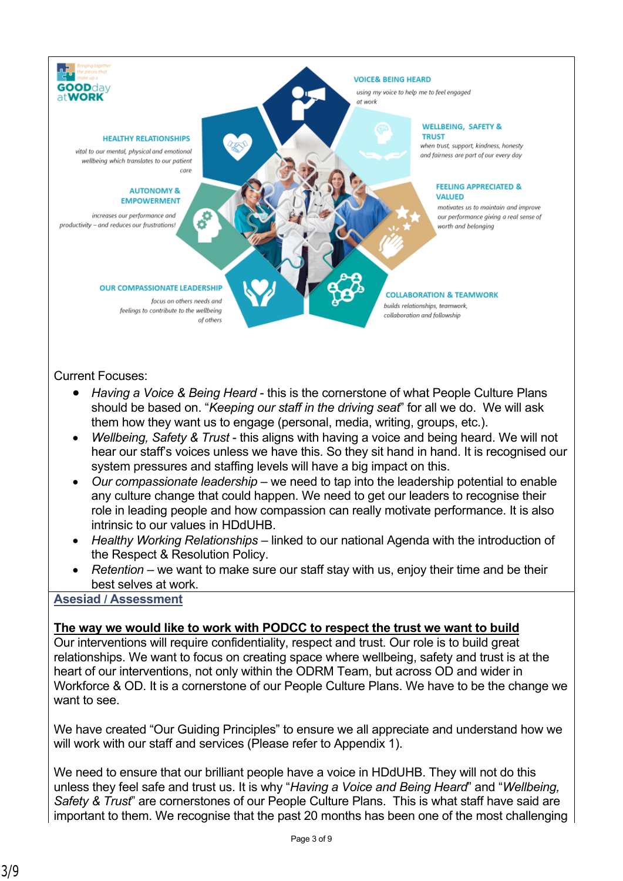GOODday atWORK

Bringing together the pieces that make up a

**VOICE& BEING HEARD**

using my voice to help me to feel engaged at work

**WELLBEING, SAFETY & TRUST**

when trust, support, kindness, honesty and fairness are part of our every day

**HEALTHY RELATIONSHIPS**

vital to our mental, physical and emotional wellbeing which translates to our patient care

**AUTONOMY & EMPOWERMENT**

increases our performance and productivity – and reduces our frustrations!

**FEELING APPRECIATED & VALUED**

motivates us to maintain and improve our performance giving a real sense of worth and belonging

**OUR COMPASSIONATE LEADERSHIP**

focus on others needs and feelings to contribute to the wellbeing of others

**COLLABORATION & TEAMWORK**

builds relationships, teamwork, collaboration and followship

Current Focuses:

- *Having a Voice & Being Heard* - this is the cornerstone of what People Culture Plans should be based on. "*Keeping our staff in the driving seat*" for all we do. We will ask them how they want us to engage (personal, media, writing, groups, etc.).
- *Wellbeing, Safety & Trust* - this aligns with having a voice and being heard. We will not hear our staff's voices unless we have this. So they sit hand in hand. It is recognised our system pressures and staffing levels will have a big impact on this.
- *Our compassionate leadership* – we need to tap into the leadership potential to enable any culture change that could happen. We need to get our leaders to recognise their role in leading people and how compassion can really motivate performance. It is also intrinsic to our values in HDdUHB.
- *Healthy Working Relationships* – linked to our national Agenda with the introduction of the Respect & Resolution Policy.
- *Retention* – we want to make sure our staff stay with us, enjoy their time and be their best selves at work.

## Asesiad / Assessment

**The way we would like to work with PODCC to respect the trust we want to build**

Our interventions will require confidentiality, respect and trust. Our role is to build great relationships. We want to focus on creating space where wellbeing, safety and trust is at the heart of our interventions, not only within the ODRM Team, but across OD and wider in Workforce & OD. It is a cornerstone of our People Culture Plans. We have to be the change we want to see.

We have created "Our Guiding Principles" to ensure we all appreciate and understand how we will work with our staff and services (Please refer to Appendix 1).

We need to ensure that our brilliant people have a voice in HDdUHB. They will not do this unless they feel safe and trust us. It is why "*Having a Voice and Being Heard*" and "*Wellbeing, Safety & Trust*" are cornerstones of our People Culture Plans. This is what staff have said are important to them. We recognise that the past 20 months has been one of the most challenging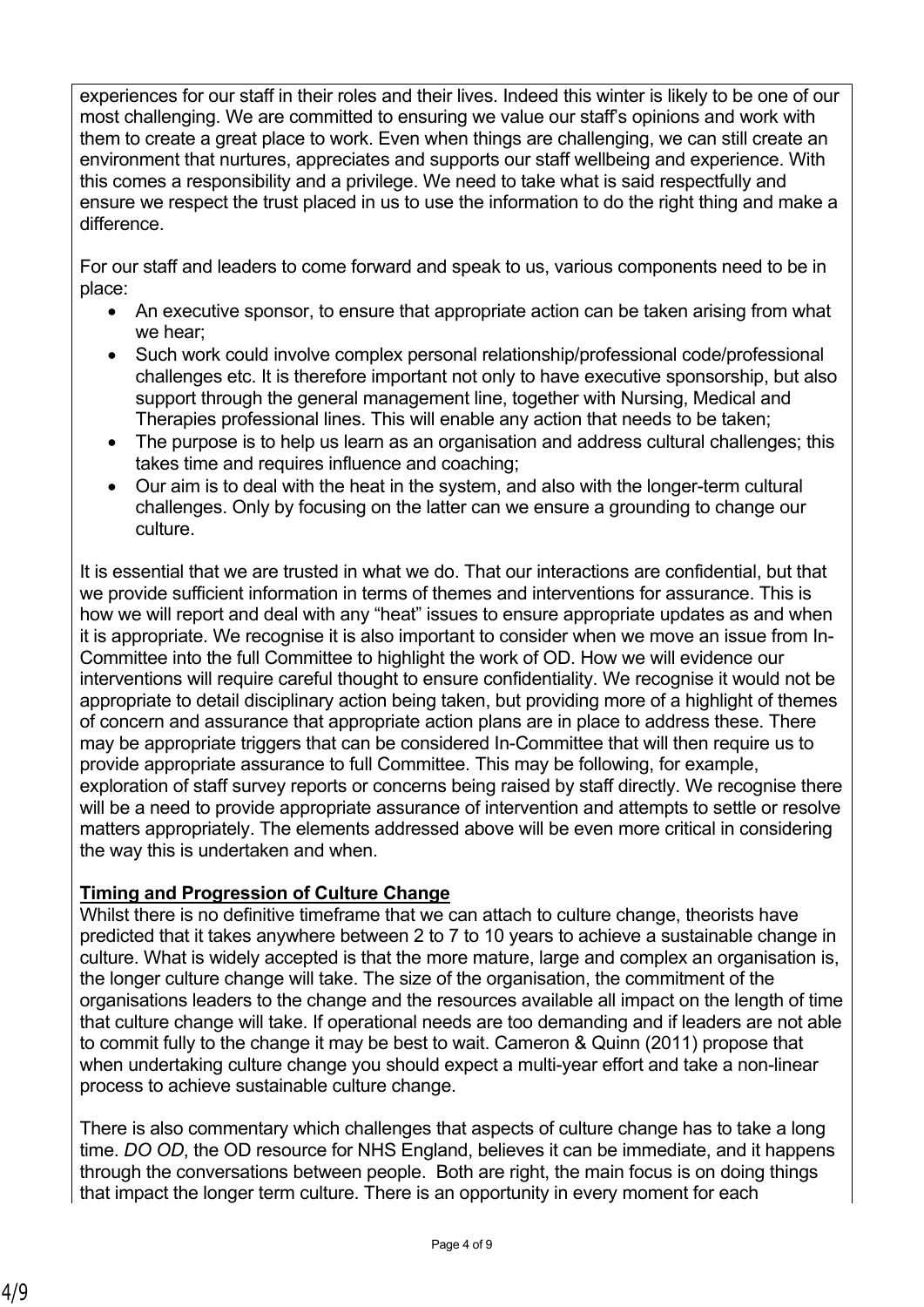experiences for our staff in their roles and their lives. Indeed this winter is likely to be one of our most challenging. We are committed to ensuring we value our staff's opinions and work with them to create a great place to work. Even when things are challenging, we can still create an environment that nurtures, appreciates and supports our staff wellbeing and experience. With this comes a responsibility and a privilege. We need to take what is said respectfully and ensure we respect the trust placed in us to use the information to do the right thing and make a difference.

For our staff and leaders to come forward and speak to us, various components need to be in place:

- An executive sponsor, to ensure that appropriate action can be taken arising from what we hear;
- Such work could involve complex personal relationship/professional code/professional challenges etc. It is therefore important not only to have executive sponsorship, but also support through the general management line, together with Nursing, Medical and Therapies professional lines. This will enable any action that needs to be taken;
- The purpose is to help us learn as an organisation and address cultural challenges; this takes time and requires influence and coaching;
- Our aim is to deal with the heat in the system, and also with the longer-term cultural challenges. Only by focusing on the latter can we ensure a grounding to change our culture.

It is essential that we are trusted in what we do. That our interactions are confidential, but that we provide sufficient information in terms of themes and interventions for assurance. This is how we will report and deal with any "heat" issues to ensure appropriate updates as and when it is appropriate. We recognise it is also important to consider when we move an issue from In-Committee into the full Committee to highlight the work of OD. How we will evidence our interventions will require careful thought to ensure confidentiality. We recognise it would not be appropriate to detail disciplinary action being taken, but providing more of a highlight of themes of concern and assurance that appropriate action plans are in place to address these. There may be appropriate triggers that can be considered In-Committee that will then require us to provide appropriate assurance to full Committee. This may be following, for example, exploration of staff survey reports or concerns being raised by staff directly. We recognise there will be a need to provide appropriate assurance of intervention and attempts to settle or resolve matters appropriately. The elements addressed above will be even more critical in considering the way this is undertaken and when.

**Timing and Progression of Culture Change**

Whilst there is no definitive timeframe that we can attach to culture change, theorists have predicted that it takes anywhere between 2 to 7 to 10 years to achieve a sustainable change in culture. What is widely accepted is that the more mature, large and complex an organisation is, the longer culture change will take. The size of the organisation, the commitment of the organisations leaders to the change and the resources available all impact on the length of time that culture change will take. If operational needs are too demanding and if leaders are not able to commit fully to the change it may be best to wait. Cameron & Quinn (2011) propose that when undertaking culture change you should expect a multi-year effort and take a non-linear process to achieve sustainable culture change.

There is also commentary which challenges that aspects of culture change has to take a long time. *DO OD*, the OD resource for NHS England, believes it can be immediate, and it happens through the conversations between people. Both are right, the main focus is on doing things that impact the longer term culture. There is an opportunity in every moment for each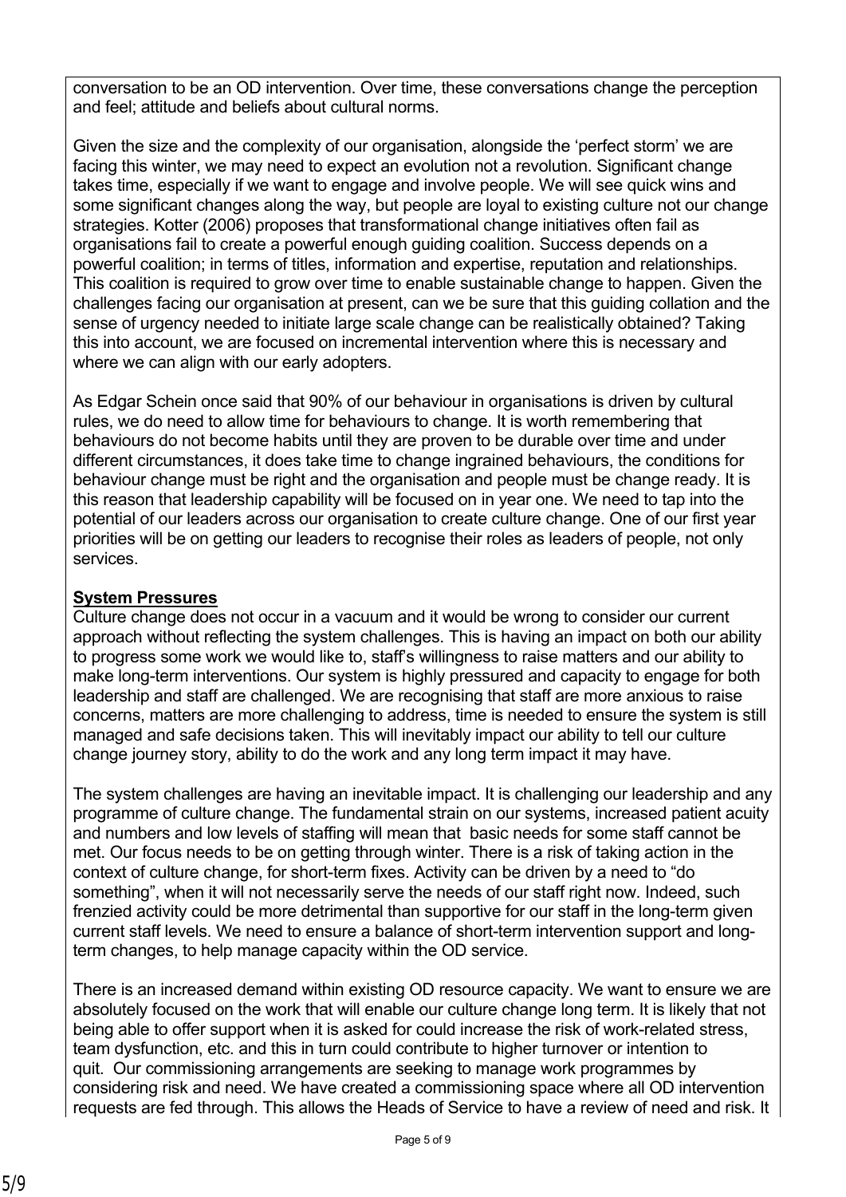conversation to be an OD intervention. Over time, these conversations change the perception and feel; attitude and beliefs about cultural norms.

Given the size and the complexity of our organisation, alongside the 'perfect storm' we are facing this winter, we may need to expect an evolution not a revolution. Significant change takes time, especially if we want to engage and involve people. We will see quick wins and some significant changes along the way, but people are loyal to existing culture not our change strategies. Kotter (2006) proposes that transformational change initiatives often fail as organisations fail to create a powerful enough guiding coalition. Success depends on a powerful coalition; in terms of titles, information and expertise, reputation and relationships. This coalition is required to grow over time to enable sustainable change to happen. Given the challenges facing our organisation at present, can we be sure that this guiding collation and the sense of urgency needed to initiate large scale change can be realistically obtained? Taking this into account, we are focused on incremental intervention where this is necessary and where we can align with our early adopters.

As Edgar Schein once said that 90% of our behaviour in organisations is driven by cultural rules, we do need to allow time for behaviours to change. It is worth remembering that behaviours do not become habits until they are proven to be durable over time and under different circumstances, it does take time to change ingrained behaviours, the conditions for behaviour change must be right and the organisation and people must be change ready. It is this reason that leadership capability will be focused on in year one. We need to tap into the potential of our leaders across our organisation to create culture change. One of our first year priorities will be on getting our leaders to recognise their roles as leaders of people, not only services.

**System Pressures**

Culture change does not occur in a vacuum and it would be wrong to consider our current approach without reflecting the system challenges. This is having an impact on both our ability to progress some work we would like to, staff's willingness to raise matters and our ability to make long-term interventions. Our system is highly pressured and capacity to engage for both leadership and staff are challenged. We are recognising that staff are more anxious to raise concerns, matters are more challenging to address, time is needed to ensure the system is still managed and safe decisions taken. This will inevitably impact our ability to tell our culture change journey story, ability to do the work and any long term impact it may have.

The system challenges are having an inevitable impact. It is challenging our leadership and any programme of culture change. The fundamental strain on our systems, increased patient acuity and numbers and low levels of staffing will mean that basic needs for some staff cannot be met. Our focus needs to be on getting through winter. There is a risk of taking action in the context of culture change, for short-term fixes. Activity can be driven by a need to "do something", when it will not necessarily serve the needs of our staff right now. Indeed, such frenzied activity could be more detrimental than supportive for our staff in the long-term given current staff levels. We need to ensure a balance of short-term intervention support and long-term changes, to help manage capacity within the OD service.

There is an increased demand within existing OD resource capacity. We want to ensure we are absolutely focused on the work that will enable our culture change long term. It is likely that not being able to offer support when it is asked for could increase the risk of work-related stress, team dysfunction, etc. and this in turn could contribute to higher turnover or intention to quit. Our commissioning arrangements are seeking to manage work programmes by considering risk and need. We have created a commissioning space where all OD intervention requests are fed through. This allows the Heads of Service to have a review of need and risk. It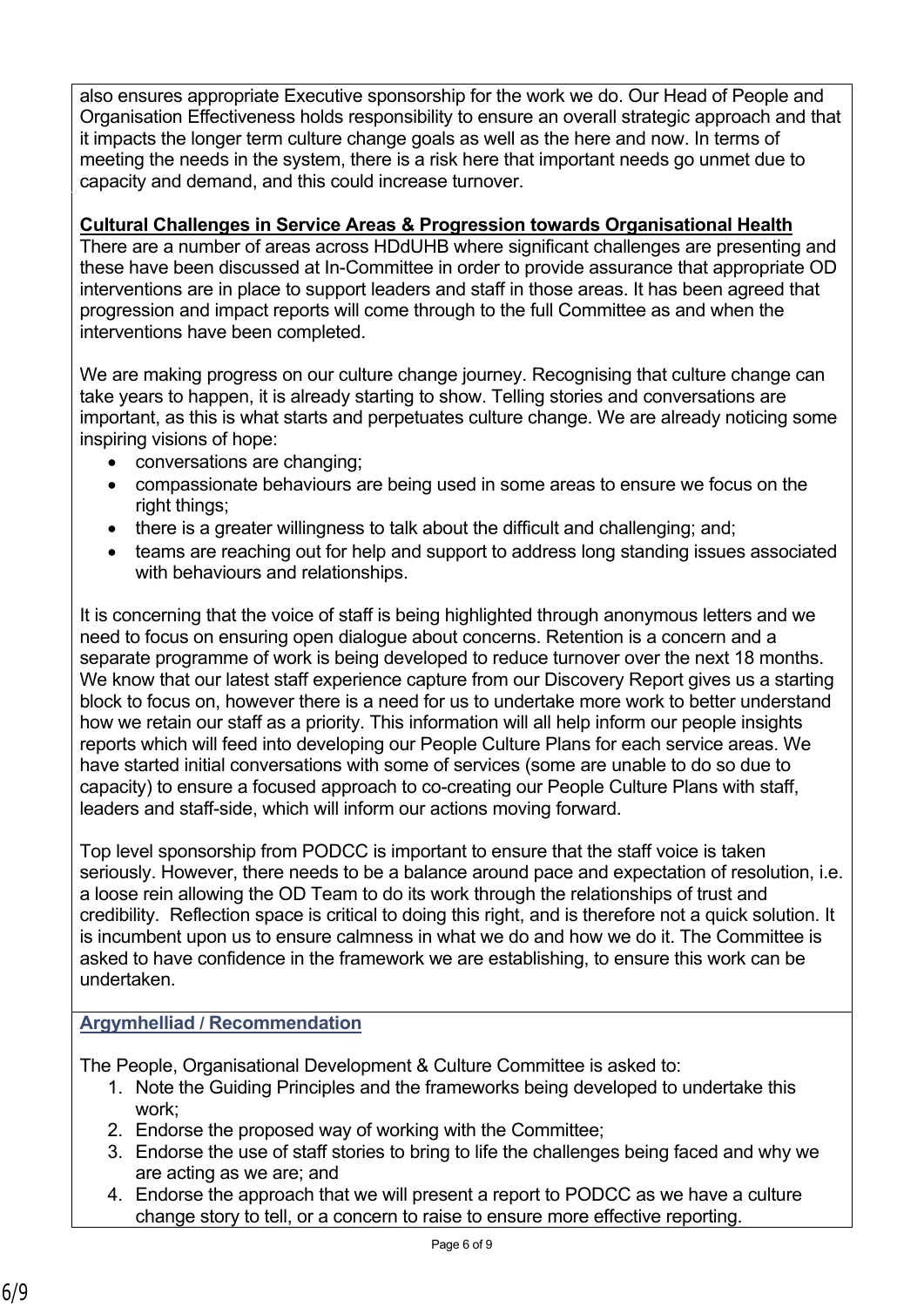also ensures appropriate Executive sponsorship for the work we do. Our Head of People and Organisation Effectiveness holds responsibility to ensure an overall strategic approach and that it impacts the longer term culture change goals as well as the here and now. In terms of meeting the needs in the system, there is a risk here that important needs go unmet due to capacity and demand, and this could increase turnover.

**Cultural Challenges in Service Areas & Progression towards Organisational Health**

There are a number of areas across HDdUHB where significant challenges are presenting and these have been discussed at In-Committee in order to provide assurance that appropriate OD interventions are in place to support leaders and staff in those areas. It has been agreed that progression and impact reports will come through to the full Committee as and when the interventions have been completed.

We are making progress on our culture change journey. Recognising that culture change can take years to happen, it is already starting to show. Telling stories and conversations are important, as this is what starts and perpetuates culture change. We are already noticing some inspiring visions of hope:

- conversations are changing;
- compassionate behaviours are being used in some areas to ensure we focus on the right things;
- there is a greater willingness to talk about the difficult and challenging; and;
- teams are reaching out for help and support to address long standing issues associated with behaviours and relationships.

It is concerning that the voice of staff is being highlighted through anonymous letters and we need to focus on ensuring open dialogue about concerns. Retention is a concern and a separate programme of work is being developed to reduce turnover over the next 18 months. We know that our latest staff experience capture from our Discovery Report gives us a starting block to focus on, however there is a need for us to undertake more work to better understand how we retain our staff as a priority. This information will all help inform our people insights reports which will feed into developing our People Culture Plans for each service areas. We have started initial conversations with some of services (some are unable to do so due to capacity) to ensure a focused approach to co-creating our People Culture Plans with staff, leaders and staff-side, which will inform our actions moving forward.

Top level sponsorship from PODCC is important to ensure that the staff voice is taken seriously. However, there needs to be a balance around pace and expectation of resolution, i.e. a loose rein allowing the OD Team to do its work through the relationships of trust and credibility. Reflection space is critical to doing this right, and is therefore not a quick solution. It is incumbent upon us to ensure calmness in what we do and how we do it. The Committee is asked to have confidence in the framework we are establishing, to ensure this work can be undertaken.

**Argymhelliad / Recommendation**

The People, Organisational Development & Culture Committee is asked to:

1. Note the Guiding Principles and the frameworks being developed to undertake this work;
2. Endorse the proposed way of working with the Committee;
3. Endorse the use of staff stories to bring to life the challenges being faced and why we are acting as we are; and
4. Endorse the approach that we will present a report to PODCC as we have a culture change story to tell, or a concern to raise to ensure more effective reporting.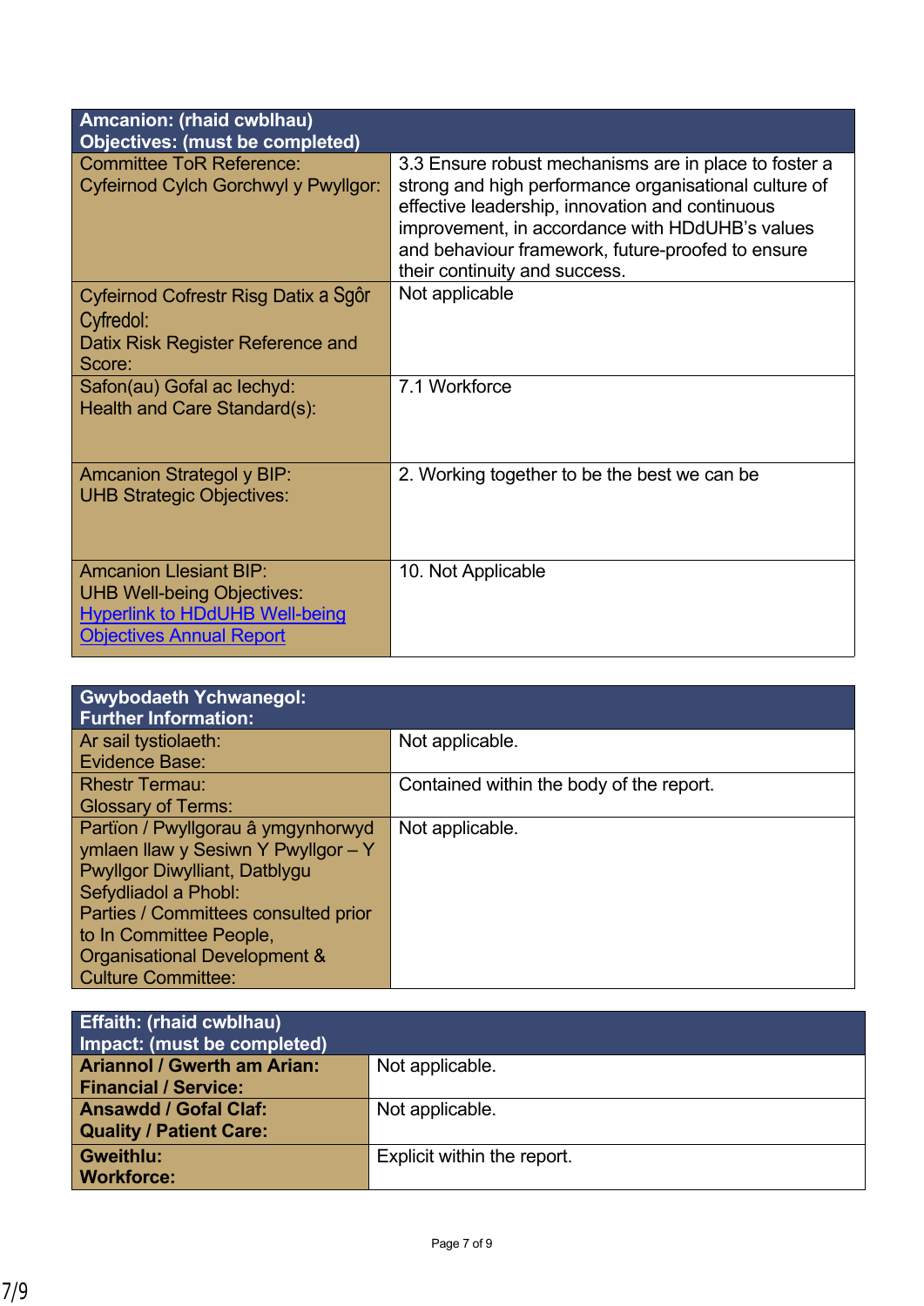| Amcanion: (rhaid cwblhau)<br>Objectives: (must be completed) | |
|---|---|
| Committee ToR Reference:<br>Cyfeirnod Cylch Gorchwyl y Pwyllgor: | 3.3 Ensure robust mechanisms are in place to foster a strong and high performance organisational culture of effective leadership, innovation and continuous improvement, in accordance with HDdUHB's values and behaviour framework, future-proofed to ensure their continuity and success. |
| Cyfeirnod Cofrestr Risg Datix a Sgôr Cyfredol:<br>Datix Risk Register Reference and Score: | Not applicable |
| Safon(au) Gofal ac Iechyd:<br>Health and Care Standard(s): | 7.1 Workforce |
| Amcanion Strategol y BIP:<br>UHB Strategic Objectives: | 2. Working together to be the best we can be |
| Amcanion Llesiant BIP:<br>UHB Well-being Objectives:<br>Hyperlink to HDdUHB Well-being Objectives Annual Report | 10. Not Applicable |

| Gwybodaeth Ychwanegol:<br>Further Information: | |
|---|---|
| Ar sail tystiolaeth:<br>Evidence Base: | Not applicable. |
| Rhestr Termau:<br>Glossary of Terms: | Contained within the body of the report. |
| Partïon / Pwyllgorau â ymgynhorwyd ymlaen llaw y Sesiwn Y Pwyllgor – Y Pwyllgor Diwylliant, Datblygu Sefydliadol a Phobl:<br>Parties / Committees consulted prior to In Committee People, Organisational Development & Culture Committee: | Not applicable. |

| Effaith: (rhaid cwblhau)<br>Impact: (must be completed) | |
|---|---|
| **Ariannol / Gwerth am Arian:<br>Financial / Service:** | Not applicable. |
| **Ansawdd / Gofal Claf:<br>Quality / Patient Care:** | Not applicable. |
| **Gweithlu:<br>Workforce:** | Explicit within the report. |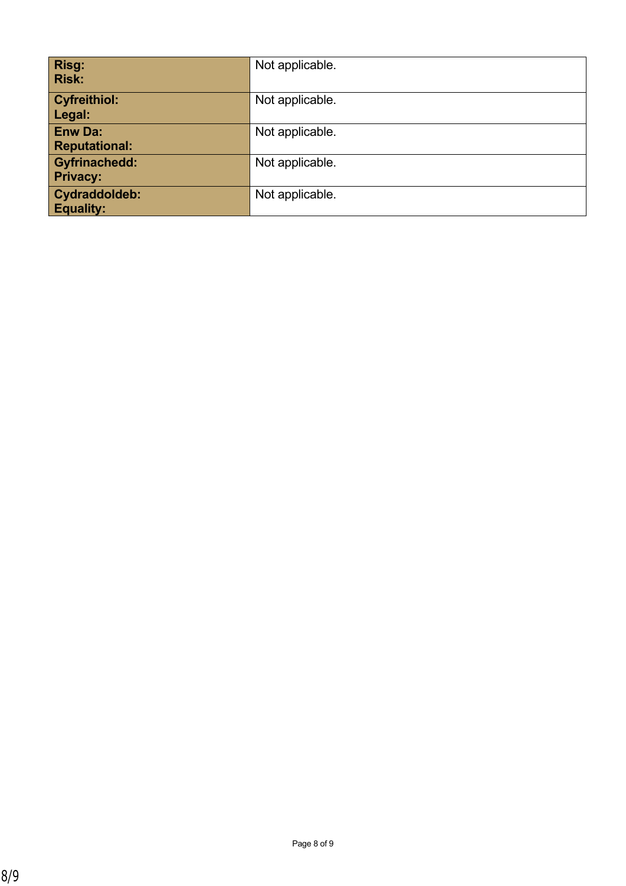| **Risg:<br>Risk:** | Not applicable. |
| --- | --- |
| **Cyfreithiol:<br>Legal:** | Not applicable. |
| **Enw Da:<br>Reputational:** | Not applicable. |
| **Gyfrinachedd:<br>Privacy:** | Not applicable. |
| **Cydraddoldeb:<br>Equality:** | Not applicable. |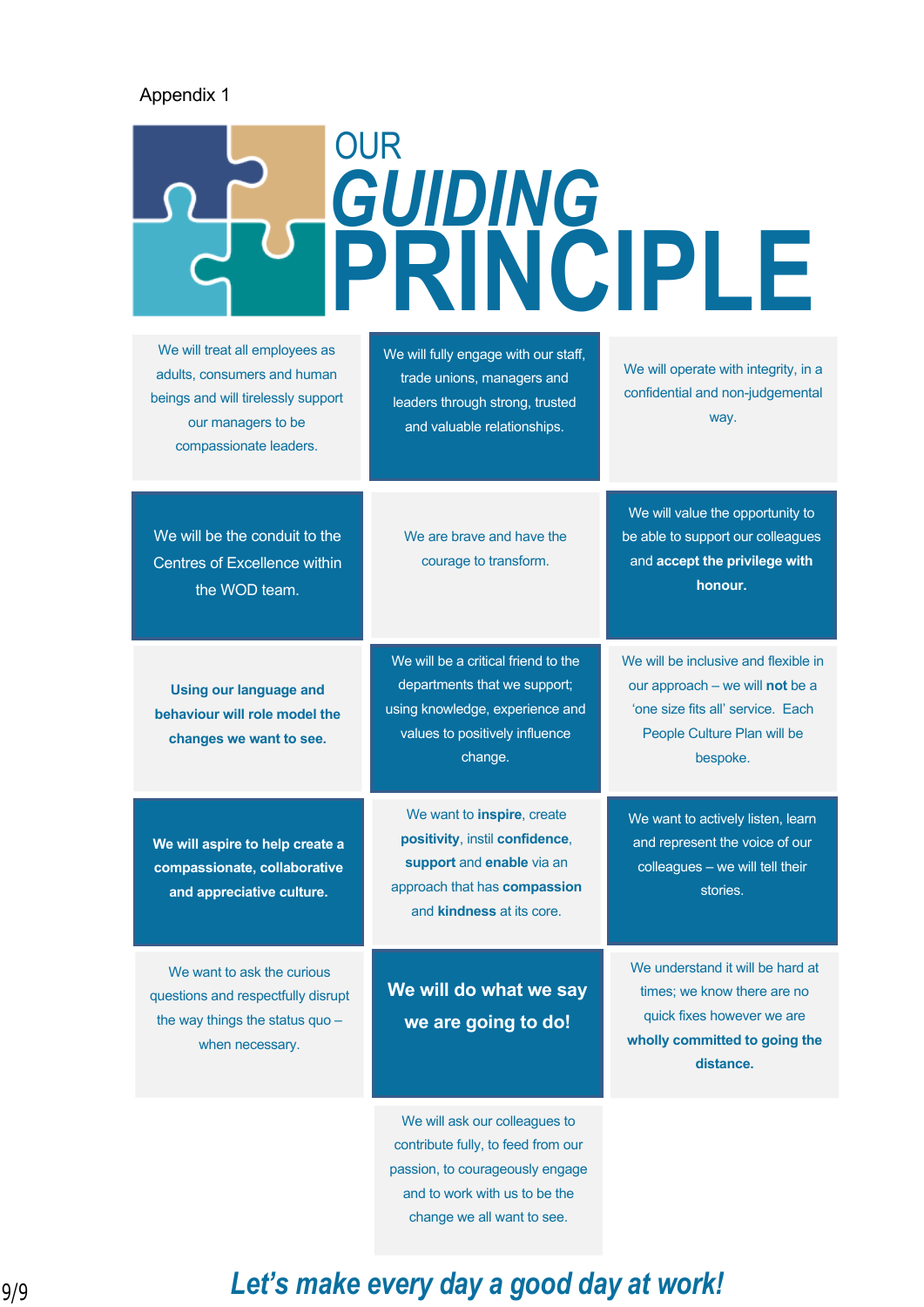Appendix 1

# OUR GUIDING PRINCIPLE

We will treat all employees as adults, consumers and human beings and will tirelessly support our managers to be compassionate leaders.

We will fully engage with our staff, trade unions, managers and leaders through strong, trusted and valuable relationships.

We will operate with integrity, in a confidential and non-judgemental way.

We will be the conduit to the Centres of Excellence within the WOD team.

We are brave and have the courage to transform.

We will value the opportunity to be able to support our colleagues and **accept the privilege with honour.**

**Using our language and behaviour will role model the changes we want to see.**

We will be a critical friend to the departments that we support; using knowledge, experience and values to positively influence change.

We will be inclusive and flexible in our approach – we will **not** be a 'one size fits all' service. Each People Culture Plan will be bespoke.

**We will aspire to help create a compassionate, collaborative and appreciative culture.**

We want to **inspire**, create **positivity**, instil **confidence**, **support** and **enable** via an approach that has **compassion** and **kindness** at its core.

We want to actively listen, learn and represent the voice of our colleagues – we will tell their stories.

We want to ask the curious questions and respectfully disrupt the way things the status quo – when necessary.

**We will do what we say we are going to do!**

We understand it will be hard at times; we know there are no quick fixes however we are **wholly committed to going the distance.**

We will ask our colleagues to contribute fully, to feed from our passion, to courageously engage and to work with us to be the change we all want to see.

***Let's make every day a good day at work!***